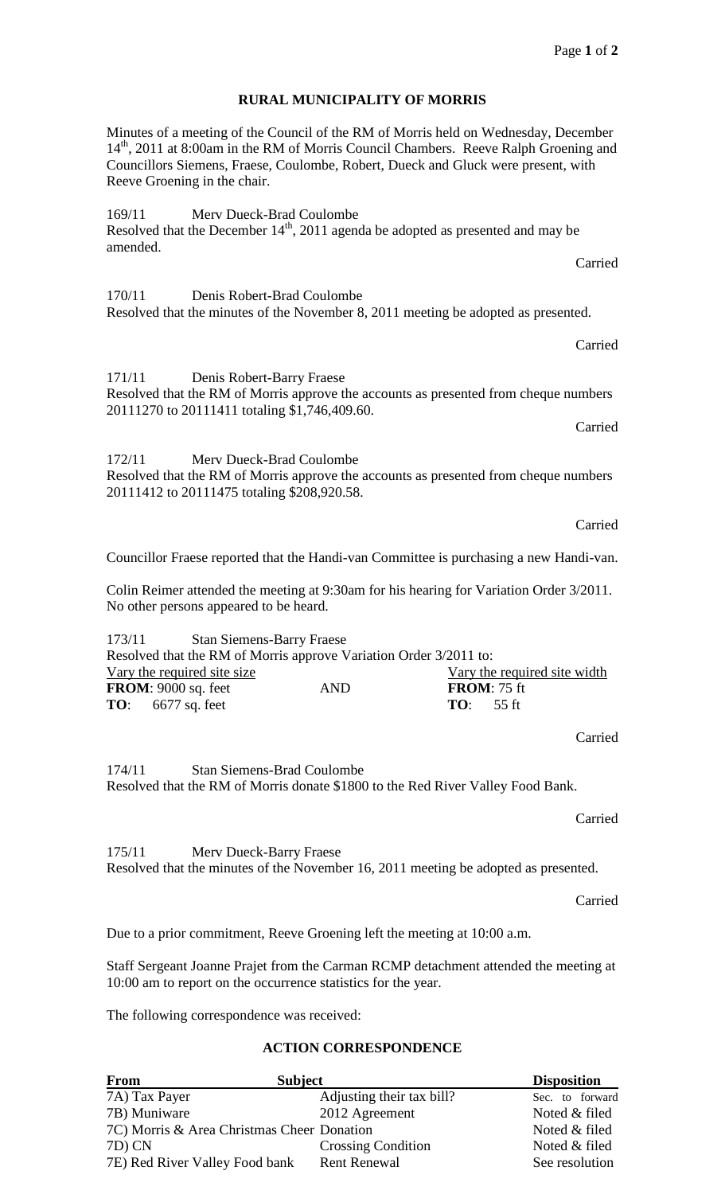# RURAL MUNICIPALITY OF MORRIS

Minutes of a meeting of the Council of the RM of Morris held on Wednesday, December 14th, 2011 at 8:00am in the RM of Morris Council Chambers. Reeve Ralph Groening and Councillors Siemens, Fraese, Coulombe, Robert, Dueck and Gluck were present, with Reeve Groening in the chair.

169/11 Merv Dueck-Brad Coulombe
Resolved that the December 14th, 2011 agenda be adopted as presented and may be amended.

Carried

170/11 Denis Robert-Brad Coulombe
Resolved that the minutes of the November 8, 2011 meeting be adopted as presented.

Carried

171/11 Denis Robert-Barry Fraese
Resolved that the RM of Morris approve the accounts as presented from cheque numbers 20111270 to 20111411 totaling $1,746,409.60.

Carried

172/11 Merv Dueck-Brad Coulombe
Resolved that the RM of Morris approve the accounts as presented from cheque numbers 20111412 to 20111475 totaling $208,920.58.

Carried

Councillor Fraese reported that the Handi-van Committee is purchasing a new Handi-van.

Colin Reimer attended the meeting at 9:30am for his hearing for Variation Order 3/2011. No other persons appeared to be heard.

173/11 Stan Siemens-Barry Fraese
Resolved that the RM of Morris approve Variation Order 3/2011 to:

| Vary the required site size | | Vary the required site width |
|---|---|---|
| **FROM**: 9000 sq. feet | AND | **FROM**: 75 ft |
| **TO**: 6677 sq. feet | | **TO**: 55 ft |

Carried

174/11 Stan Siemens-Brad Coulombe
Resolved that the RM of Morris donate $1800 to the Red River Valley Food Bank.

Carried

175/11 Merv Dueck-Barry Fraese
Resolved that the minutes of the November 16, 2011 meeting be adopted as presented.

Carried

Due to a prior commitment, Reeve Groening left the meeting at 10:00 a.m.

Staff Sergeant Joanne Prajet from the Carman RCMP detachment attended the meeting at 10:00 am to report on the occurrence statistics for the year.

The following correspondence was received:

## ACTION CORRESPONDENCE

| From | Subject | Disposition |
|---|---|---|
| 7A) Tax Payer | Adjusting their tax bill? | Sec. to forward |
| 7B) Muniware | 2012 Agreement | Noted & filed |
| 7C) Morris & Area Christmas Cheer | Donation | Noted & filed |
| 7D) CN | Crossing Condition | Noted & filed |
| 7E) Red River Valley Food bank | Rent Renewal | See resolution |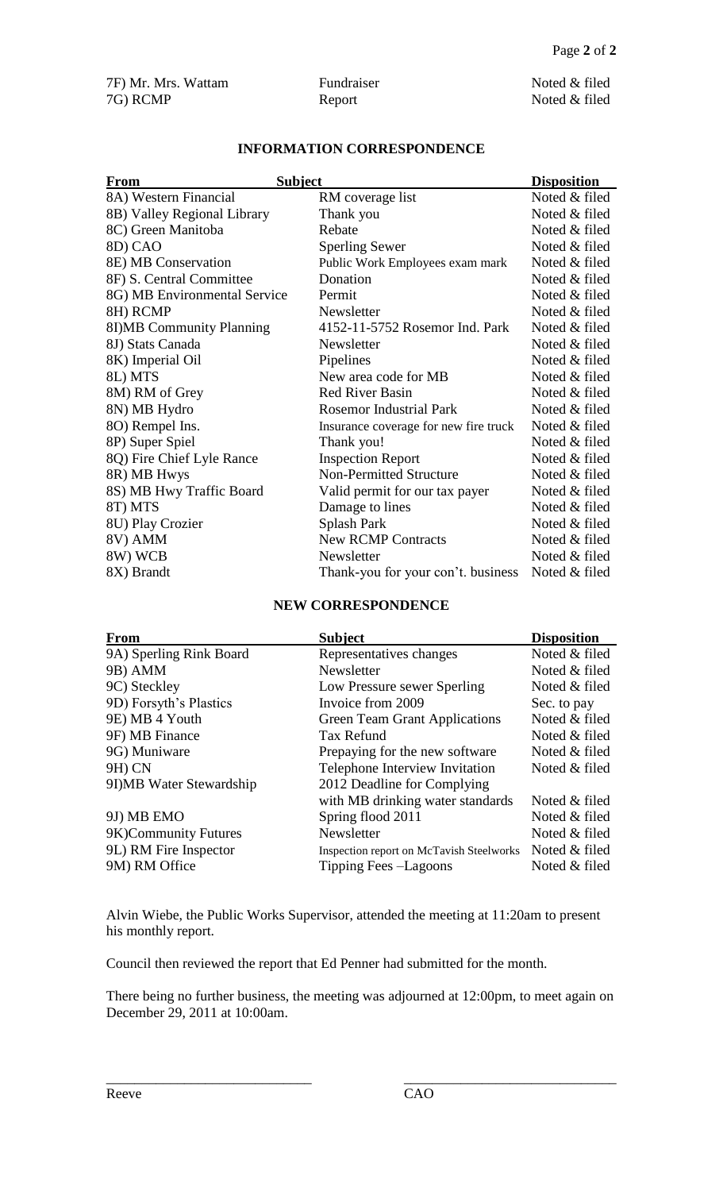| | | |
|---|---|---|
| 7F) Mr. Mrs. Wattam | Fundraiser | Noted & filed |
| 7G) RCMP | Report | Noted & filed |

## INFORMATION CORRESPONDENCE

| From | Subject | Disposition |
|---|---|---|
| 8A) Western Financial | RM coverage list | Noted & filed |
| 8B) Valley Regional Library | Thank you | Noted & filed |
| 8C) Green Manitoba | Rebate | Noted & filed |
| 8D) CAO | Sperling Sewer | Noted & filed |
| 8E) MB Conservation | Public Work Employees exam mark | Noted & filed |
| 8F) S. Central Committee | Donation | Noted & filed |
| 8G) MB Environmental Service | Permit | Noted & filed |
| 8H) RCMP | Newsletter | Noted & filed |
| 8I)MB Community Planning | 4152-11-5752 Rosemor Ind. Park | Noted & filed |
| 8J) Stats Canada | Newsletter | Noted & filed |
| 8K) Imperial Oil | Pipelines | Noted & filed |
| 8L) MTS | New area code for MB | Noted & filed |
| 8M) RM of Grey | Red River Basin | Noted & filed |
| 8N) MB Hydro | Rosemor Industrial Park | Noted & filed |
| 8O) Rempel Ins. | Insurance coverage for new fire truck | Noted & filed |
| 8P) Super Spiel | Thank you! | Noted & filed |
| 8Q) Fire Chief Lyle Rance | Inspection Report | Noted & filed |
| 8R) MB Hwys | Non-Permitted Structure | Noted & filed |
| 8S) MB Hwy Traffic Board | Valid permit for our tax payer | Noted & filed |
| 8T) MTS | Damage to lines | Noted & filed |
| 8U) Play Crozier | Splash Park | Noted & filed |
| 8V) AMM | New RCMP Contracts | Noted & filed |
| 8W) WCB | Newsletter | Noted & filed |
| 8X) Brandt | Thank-you for your con't. business | Noted & filed |

## NEW CORRESPONDENCE

| From | Subject | Disposition |
|---|---|---|
| 9A) Sperling Rink Board | Representatives changes | Noted & filed |
| 9B) AMM | Newsletter | Noted & filed |
| 9C) Steckley | Low Pressure sewer Sperling | Noted & filed |
| 9D) Forsyth's Plastics | Invoice from 2009 | Sec. to pay |
| 9E) MB 4 Youth | Green Team Grant Applications | Noted & filed |
| 9F) MB Finance | Tax Refund | Noted & filed |
| 9G) Muniware | Prepaying for the new software | Noted & filed |
| 9H) CN | Telephone Interview Invitation | Noted & filed |
| 9I)MB Water Stewardship | 2012 Deadline for Complying with MB drinking water standards | Noted & filed |
| 9J) MB EMO | Spring flood 2011 | Noted & filed |
| 9K)Community Futures | Newsletter | Noted & filed |
| 9L) RM Fire Inspector | Inspection report on McTavish Steelworks | Noted & filed |
| 9M) RM Office | Tipping Fees –Lagoons | Noted & filed |

Alvin Wiebe, the Public Works Supervisor, attended the meeting at 11:20am to present his monthly report.

Council then reviewed the report that Ed Penner had submitted for the month.

There being no further business, the meeting was adjourned at 12:00pm, to meet again on December 29, 2011 at 10:00am.

\_\_\_\_\_\_\_\_\_\_\_\_\_\_\_\_\_\_\_\_\_\_\_\_\_\_\_\_\_\_ \_\_\_\_\_\_\_\_\_\_\_\_\_\_\_\_\_\_\_\_\_\_\_\_\_\_\_\_\_\_

Reeve CAO